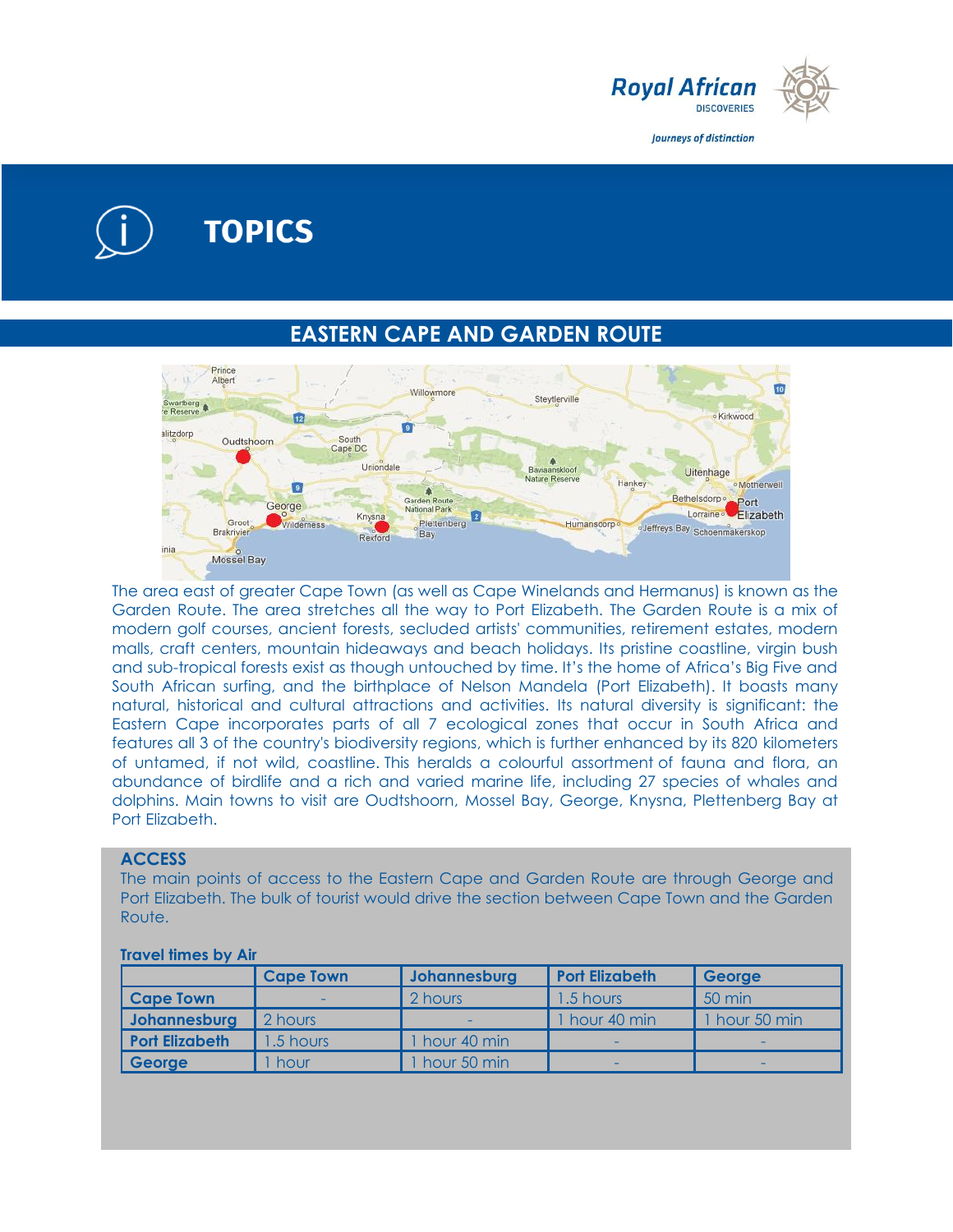Royal African DISCOVERIES

*Journeys of distinction*

# TOPICS

## EASTERN CAPE AND GARDEN ROUTE

The area east of greater Cape Town (as well as Cape Winelands and Hermanus) is known as the Garden Route. The area stretches all the way to Port Elizabeth. The Garden Route is a mix of modern golf courses, ancient forests, secluded artists' communities, retirement estates, modern malls, craft centers, mountain hideaways and beach holidays. Its pristine coastline, virgin bush and sub-tropical forests exist as though untouched by time. It's the home of Africa's Big Five and South African surfing, and the birthplace of Nelson Mandela (Port Elizabeth). It boasts many natural, historical and cultural attractions and activities. Its natural diversity is significant: the Eastern Cape incorporates parts of all 7 ecological zones that occur in South Africa and features all 3 of the country's biodiversity regions, which is further enhanced by its 820 kilometers of untamed, if not wild, coastline. This heralds a colourful assortment of fauna and flora, an abundance of birdlife and a rich and varied marine life, including 27 species of whales and dolphins. Main towns to visit are Oudtshoorn, Mossel Bay, George, Knysna, Plettenberg Bay at Port Elizabeth.

### ACCESS

The main points of access to the Eastern Cape and Garden Route are through George and Port Elizabeth. The bulk of tourist would drive the section between Cape Town and the Garden Route.

**Travel times by Air**

| | Cape Town | Johannesburg | Port Elizabeth | George |
|---|---|---|---|---|
| **Cape Town** | - | 2 hours | 1.5 hours | 50 min |
| **Johannesburg** | 2 hours | - | 1 hour 40 min | 1 hour 50 min |
| **Port Elizabeth** | 1.5 hours | 1 hour 40 min | - | - |
| **George** | 1 hour | 1 hour 50 min | - | - |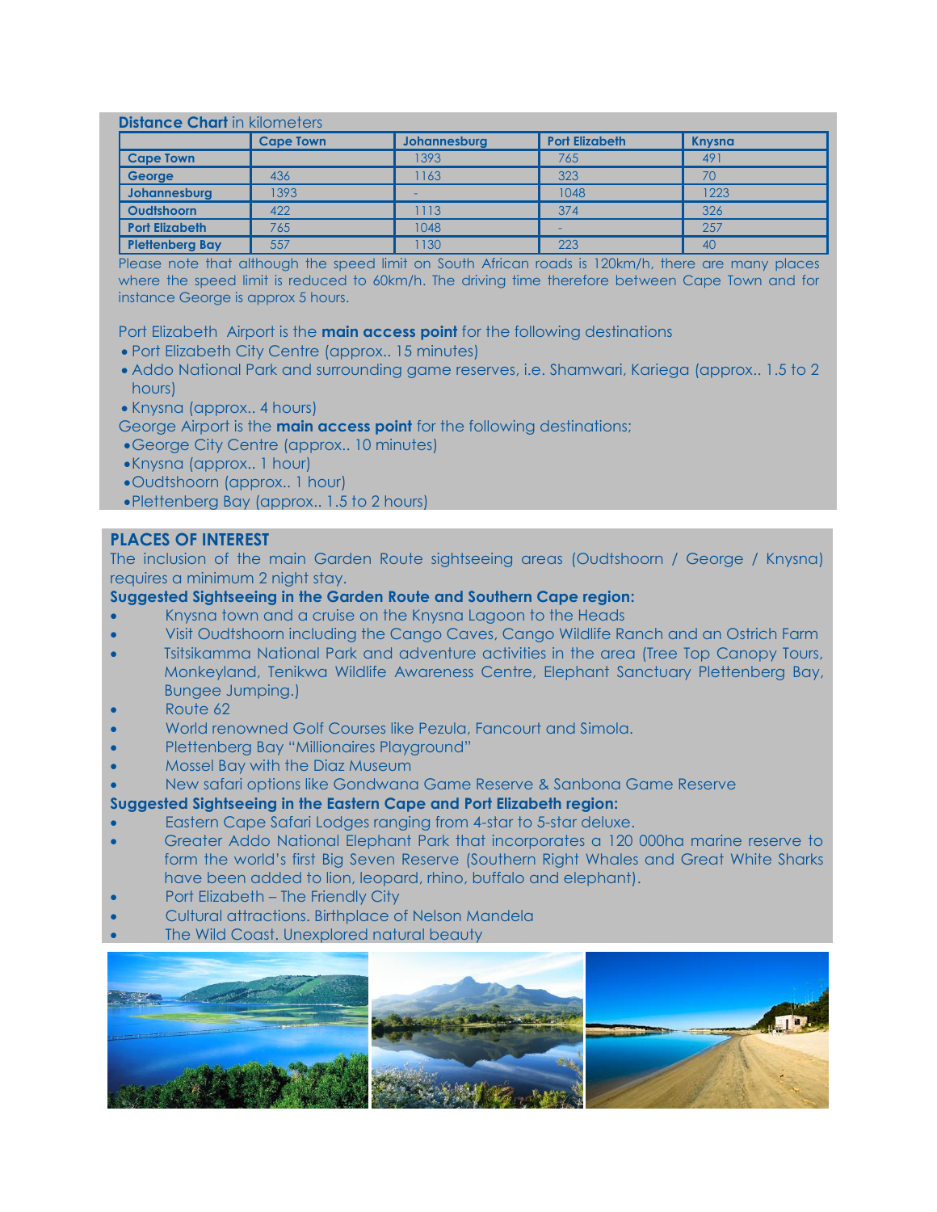**Distance Chart** in kilometers

| | Cape Town | Johannesburg | Port Elizabeth | Knysna |
|---|---|---|---|---|
| **Cape Town** | | 1393 | 765 | 491 |
| **George** | 436 | 1163 | 323 | 70 |
| **Johannesburg** | 1393 | - | 1048 | 1223 |
| **Oudtshoorn** | 422 | 1113 | 374 | 326 |
| **Port Elizabeth** | 765 | 1048 | - | 257 |
| **Plettenberg Bay** | 557 | 1130 | 223 | 40 |

Please note that although the speed limit on South African roads is 120km/h, there are many places where the speed limit is reduced to 60km/h. The driving time therefore between Cape Town and for instance George is approx 5 hours.

Port Elizabeth Airport is the **main access point** for the following destinations

- Port Elizabeth City Centre (approx.. 15 minutes)
- Addo National Park and surrounding game reserves, i.e. Shamwari, Kariega (approx.. 1.5 to 2 hours)
- Knysna (approx.. 4 hours)

George Airport is the **main access point** for the following destinations;

- George City Centre (approx.. 10 minutes)
- Knysna (approx.. 1 hour)
- Oudtshoorn (approx.. 1 hour)
- Plettenberg Bay (approx.. 1.5 to 2 hours)

## PLACES OF INTEREST

The inclusion of the main Garden Route sightseeing areas (Oudtshoorn / George / Knysna) requires a minimum 2 night stay.

**Suggested Sightseeing in the Garden Route and Southern Cape region:**

- Knysna town and a cruise on the Knysna Lagoon to the Heads
- Visit Oudtshoorn including the Cango Caves, Cango Wildlife Ranch and an Ostrich Farm
- Tsitsikamma National Park and adventure activities in the area (Tree Top Canopy Tours, Monkeyland, Tenikwa Wildlife Awareness Centre, Elephant Sanctuary Plettenberg Bay, Bungee Jumping.)
- Route 62
- World renowned Golf Courses like Pezula, Fancourt and Simola.
- Plettenberg Bay "Millionaires Playground"
- Mossel Bay with the Diaz Museum
- New safari options like Gondwana Game Reserve & Sanbona Game Reserve

**Suggested Sightseeing in the Eastern Cape and Port Elizabeth region:**

- Eastern Cape Safari Lodges ranging from 4-star to 5-star deluxe.
- Greater Addo National Elephant Park that incorporates a 120 000ha marine reserve to form the world's first Big Seven Reserve (Southern Right Whales and Great White Sharks have been added to lion, leopard, rhino, buffalo and elephant).
- Port Elizabeth – The Friendly City
- Cultural attractions. Birthplace of Nelson Mandela
- The Wild Coast. Unexplored natural beauty